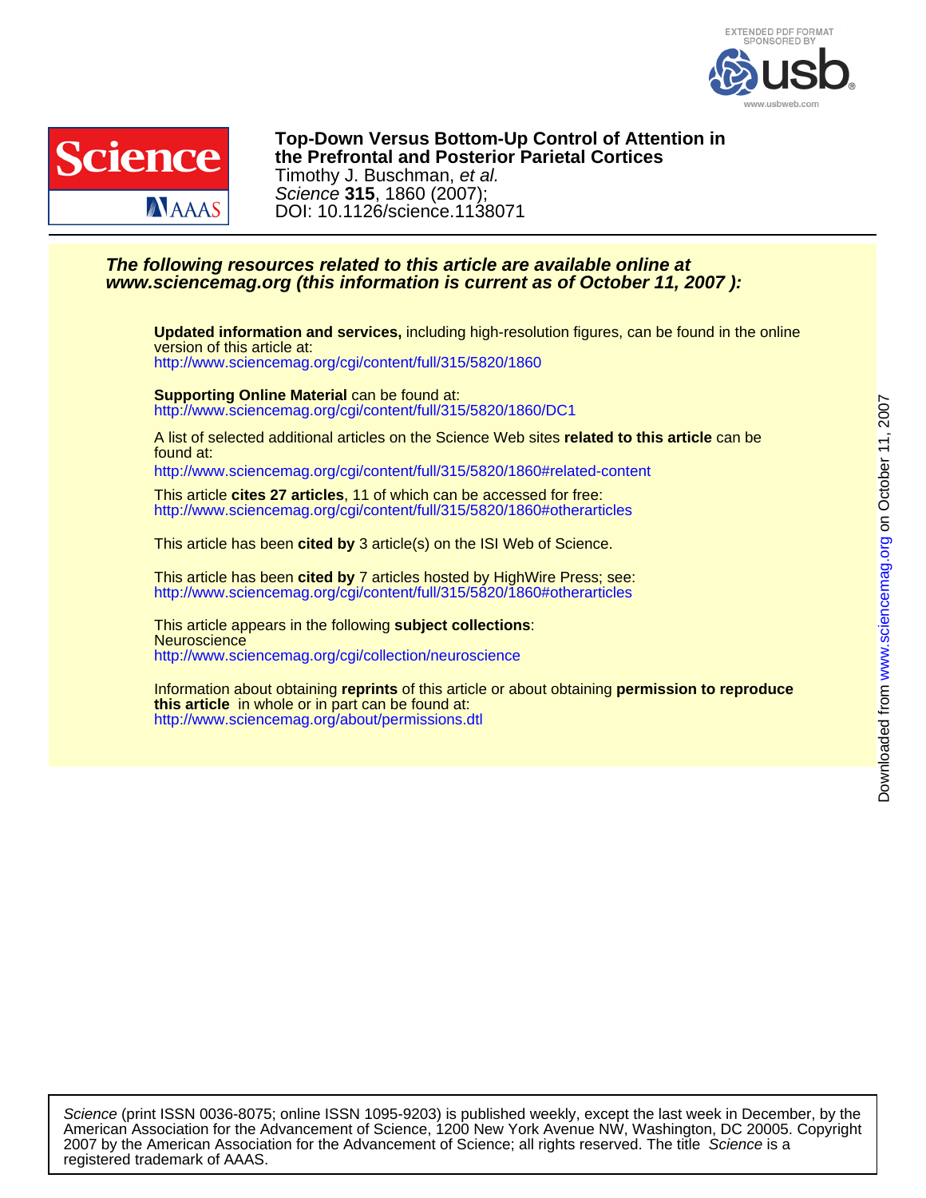EXTENDED PDF FORMAT
SPONSORED BY

www.usbweb.com

# Top-Down Versus Bottom-Up Control of Attention in the Prefrontal and Posterior Parietal Cortices

Timothy J. Buschman, *et al.*
*Science* **315**, 1860 (2007);
DOI: 10.1126/science.1138071

***The following resources related to this article are available online at www.sciencemag.org (this information is current as of October 11, 2007 ):***

**Updated information and services,** including high-resolution figures, can be found in the online version of this article at:
http://www.sciencemag.org/cgi/content/full/315/5820/1860

**Supporting Online Material** can be found at:
http://www.sciencemag.org/cgi/content/full/315/5820/1860/DC1

A list of selected additional articles on the Science Web sites **related to this article** can be found at:
http://www.sciencemag.org/cgi/content/full/315/5820/1860#related-content

This article **cites 27 articles**, 11 of which can be accessed for free:
http://www.sciencemag.org/cgi/content/full/315/5820/1860#otherarticles

This article has been **cited by** 3 article(s) on the ISI Web of Science.

This article has been **cited by** 7 articles hosted by HighWire Press; see:
http://www.sciencemag.org/cgi/content/full/315/5820/1860#otherarticles

This article appears in the following **subject collections**:
Neuroscience
http://www.sciencemag.org/cgi/collection/neuroscience

Information about obtaining **reprints** of this article or about obtaining **permission to reproduce this article** in whole or in part can be found at:
http://www.sciencemag.org/about/permissions.dtl

Downloaded from www.sciencemag.org on October 11, 2007

*Science* (print ISSN 0036-8075; online ISSN 1095-9203) is published weekly, except the last week in December, by the American Association for the Advancement of Science, 1200 New York Avenue NW, Washington, DC 20005. Copyright 2007 by the American Association for the Advancement of Science; all rights reserved. The title *Science* is a registered trademark of AAAS.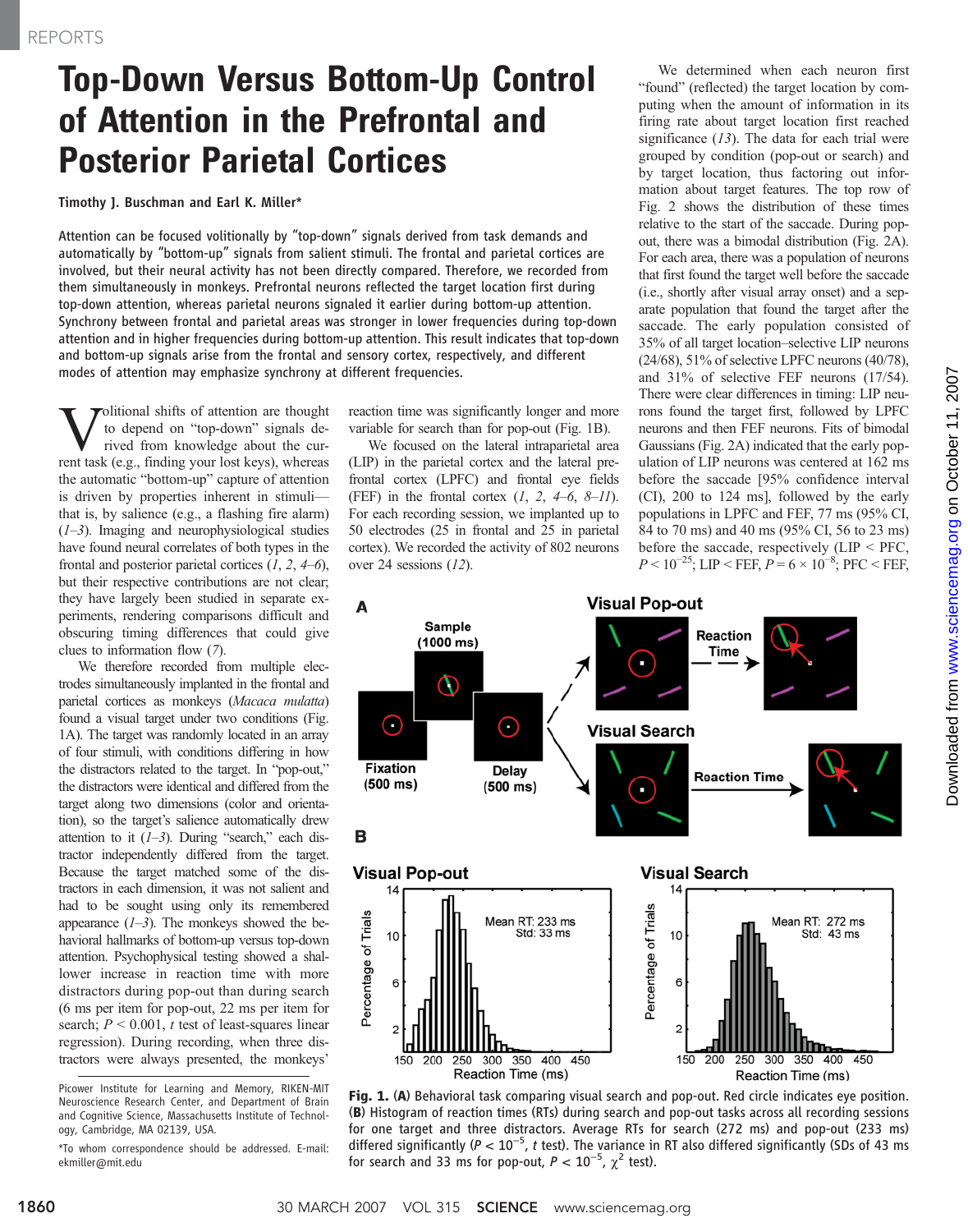# Top-Down Versus Bottom-Up Control of Attention in the Prefrontal and Posterior Parietal Cortices

Timothy J. Buschman and Earl K. Miller*

Attention can be focused volitionally by "top-down" signals derived from task demands and automatically by "bottom-up" signals from salient stimuli. The frontal and parietal cortices are involved, but their neural activity has not been directly compared. Therefore, we recorded from them simultaneously in monkeys. Prefrontal neurons reflected the target location first during top-down attention, whereas parietal neurons signaled it earlier during bottom-up attention. Synchrony between frontal and parietal areas was stronger in lower frequencies during top-down attention and in higher frequencies during bottom-up attention. This result indicates that top-down and bottom-up signals arise from the frontal and sensory cortex, respectively, and different modes of attention may emphasize synchrony at different frequencies.

Volitional shifts of attention are thought to depend on "top-down" signals derived from knowledge about the current task (e.g., finding your lost keys), whereas the automatic "bottom-up" capture of attention is driven by properties inherent in stimuli—that is, by salience (e.g., a flashing fire alarm) (*1*–*3*). Imaging and neurophysiological studies have found neural correlates of both types in the frontal and posterior parietal cortices (*1*, *2*, *4*–*6*), but their respective contributions are not clear; they have largely been studied in separate experiments, rendering comparisons difficult and obscuring timing differences that could give clues to information flow (*7*).

We therefore recorded from multiple electrodes simultaneously implanted in the frontal and parietal cortices as monkeys (*Macaca mulatta*) found a visual target under two conditions (Fig. 1A). The target was randomly located in an array of four stimuli, with conditions differing in how the distractors related to the target. In "pop-out," the distractors were identical and differed from the target along two dimensions (color and orientation), so the target's salience automatically drew attention to it (*1*–*3*). During "search," each distractor independently differed from the target. Because the target matched some of the distractors in each dimension, it was not salient and had to be sought using only its remembered appearance (*1*–*3*). The monkeys showed the behavioral hallmarks of bottom-up versus top-down attention. Psychophysical testing showed a shallower increase in reaction time with more distractors during pop-out than during search (6 ms per item for pop-out, 22 ms per item for search; $P < 0.001$, *t* test of least-squares linear regression). During recording, when three distractors were always presented, the monkeys' reaction time was significantly longer and more variable for search than for pop-out (Fig. 1B).

We focused on the lateral intraparietal area (LIP) in the parietal cortex and the lateral prefrontal cortex (LPFC) and frontal eye fields (FEF) in the frontal cortex (*1*, *2*, *4*–*6*, *8*–*11*). For each recording session, we implanted up to 50 electrodes (25 in frontal and 25 in parietal cortex). We recorded the activity of 802 neurons over 24 sessions (*12*).

We determined when each neuron first "found" (reflected) the target location by computing when the amount of information in its firing rate about target location first reached significance (*13*). The data for each trial were grouped by condition (pop-out or search) and by target location, thus factoring out information about target features. The top row of Fig. 2 shows the distribution of these times relative to the start of the saccade. During pop-out, there was a bimodal distribution (Fig. 2A). For each area, there was a population of neurons that first found the target well before the saccade (i.e., shortly after visual array onset) and a separate population that found the target after the saccade. The early population consisted of 35% of all target location–selective LIP neurons (24/68), 51% of selective LPFC neurons (40/78), and 31% of selective FEF neurons (17/54). There were clear differences in timing: LIP neurons found the target first, followed by LPFC neurons and then FEF neurons. Fits of bimodal Gaussians (Fig. 2A) indicated that the early population of LIP neurons was centered at 162 ms before the saccade [95% confidence interval (CI), 200 to 124 ms], followed by the early populations in LPFC and FEF, 77 ms (95% CI, 84 to 70 ms) and 40 ms (95% CI, 56 to 23 ms) before the saccade, respectively (LIP < PFC, $P < 10^{-25}$; LIP < FEF, $P = 6 \times 10^{-8}$; PFC < FEF,

**Fig. 1.** (**A**) Behavioral task comparing visual search and pop-out. Red circle indicates eye position. (**B**) Histogram of reaction times (RTs) during search and pop-out tasks across all recording sessions for one target and three distractors. Average RTs for search (272 ms) and pop-out (233 ms) differed significantly ($P < 10^{-5}$, *t* test). The variance in RT also differed significantly (SDs of 43 ms for search and 33 ms for pop-out, $P < 10^{-5}$, $\chi^2$ test).

Picower Institute for Learning and Memory, RIKEN-MIT Neuroscience Research Center, and Department of Brain and Cognitive Science, Massachusetts Institute of Technology, Cambridge, MA 02139, USA.

*To whom correspondence should be addressed. E-mail: ekmiller@mit.edu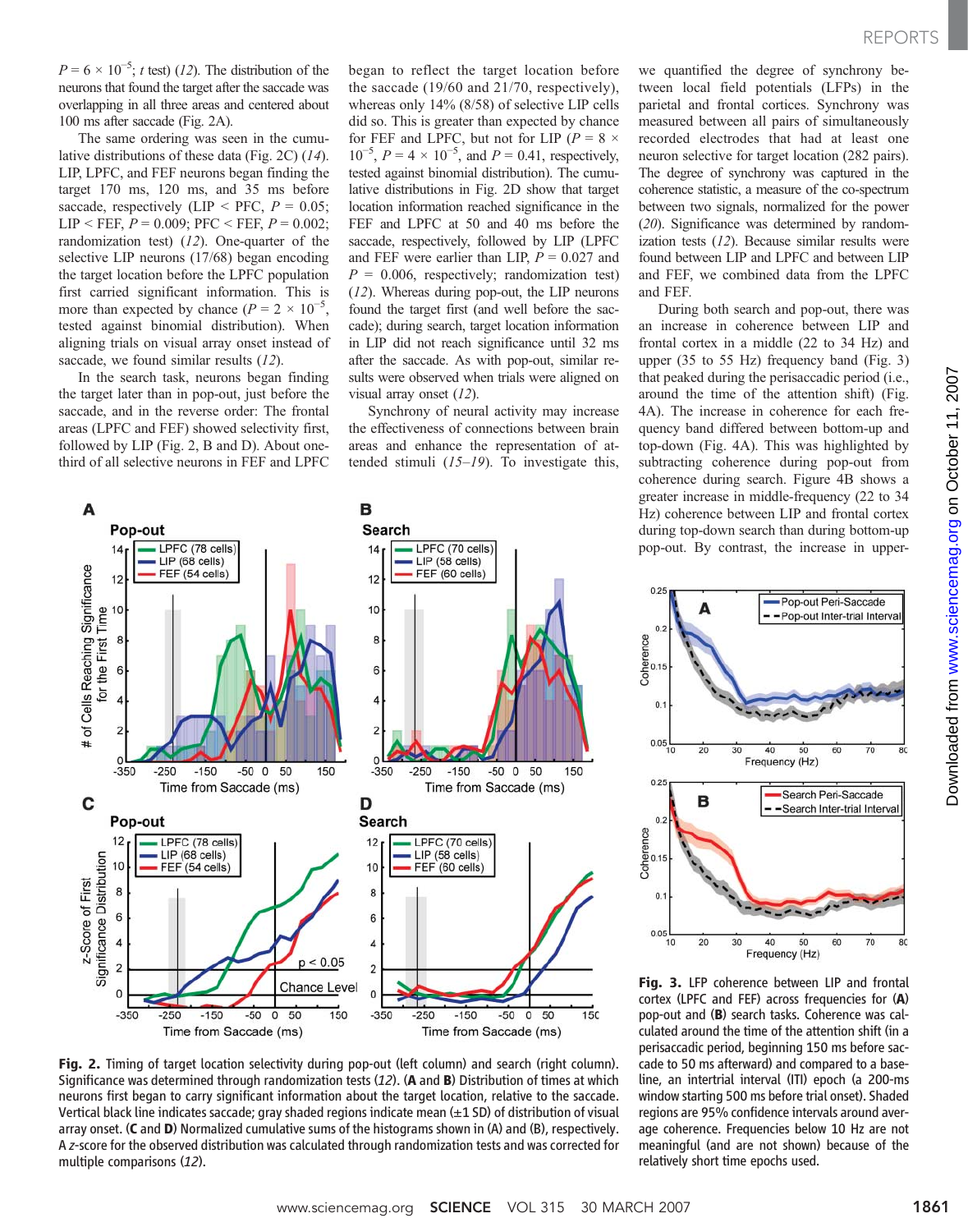$P = 6 \times 10^{-5}$; *t* test) (12). The distribution of the neurons that found the target after the saccade was overlapping in all three areas and centered about 100 ms after saccade (Fig. 2A).

The same ordering was seen in the cumulative distributions of these data (Fig. 2C) (14). LIP, LPFC, and FEF neurons began finding the target 170 ms, 120 ms, and 35 ms before saccade, respectively (LIP < PFC, $P = 0.05$; LIP < FEF, $P = 0.009$; PFC < FEF, $P = 0.002$; randomization test) (12). One-quarter of the selective LIP neurons (17/68) began encoding the target location before the LPFC population first carried significant information. This is more than expected by chance ($P = 2 \times 10^{-5}$, tested against binomial distribution). When aligning trials on visual array onset instead of saccade, we found similar results (12).

In the search task, neurons began finding the target later than in pop-out, just before the saccade, and in the reverse order: The frontal areas (LPFC and FEF) showed selectivity first, followed by LIP (Fig. 2, B and D). About one-third of all selective neurons in FEF and LPFC began to reflect the target location before the saccade (19/60 and 21/70, respectively), whereas only 14% (8/58) of selective LIP cells did so. This is greater than expected by chance for FEF and LPFC, but not for LIP ($P = 8 \times 10^{-5}$, $P = 4 \times 10^{-5}$, and $P = 0.41$, respectively, tested against binomial distribution). The cumulative distributions in Fig. 2D show that target location information reached significance in the FEF and LPFC at 50 and 40 ms before the saccade, respectively, followed by LIP (LPFC and FEF were earlier than LIP, $P = 0.027$ and $P = 0.006$, respectively; randomization test) (12). Whereas during pop-out, the LIP neurons found the target first (and well before the saccade); during search, target location information in LIP did not reach significance until 32 ms after the saccade. As with pop-out, similar results were observed when trials were aligned on visual array onset (12).

Synchrony of neural activity may increase the effectiveness of connections between brain areas and enhance the representation of attended stimuli (15–19). To investigate this, we quantified the degree of synchrony between local field potentials (LFPs) in the parietal and frontal cortices. Synchrony was measured between all pairs of simultaneously recorded electrodes that had at least one neuron selective for target location (282 pairs). The degree of synchrony was captured in the coherence statistic, a measure of the co-spectrum between two signals, normalized for the power (20). Significance was determined by randomization tests (12). Because similar results were found between LIP and LPFC and between LIP and FEF, we combined data from the LPFC and FEF.

During both search and pop-out, there was an increase in coherence between LIP and frontal cortex in a middle (22 to 34 Hz) and upper (35 to 55 Hz) frequency band (Fig. 3) that peaked during the perisaccadic period (i.e., around the time of the attention shift) (Fig. 4A). The increase in coherence for each frequency band differed between bottom-up and top-down (Fig. 4A). This was highlighted by subtracting coherence during pop-out from coherence during search. Figure 4B shows a greater increase in middle-frequency (22 to 34 Hz) coherence between LIP and frontal cortex during top-down search than during bottom-up pop-out. By contrast, the increase in upper-

**Fig. 2.** Timing of target location selectivity during pop-out (left column) and search (right column). Significance was determined through randomization tests (12). (**A** and **B**) Distribution of times at which neurons first began to carry significant information about the target location, relative to the saccade. Vertical black line indicates saccade; gray shaded regions indicate mean (±1 SD) of distribution of visual array onset. (**C** and **D**) Normalized cumulative sums of the histograms shown in (A) and (B), respectively. A *z*-score for the observed distribution was calculated through randomization tests and was corrected for multiple comparisons (12).

**Fig. 3.** LFP coherence between LIP and frontal cortex (LPFC and FEF) across frequencies for (**A**) pop-out and (**B**) search tasks. Coherence was calculated around the time of the attention shift (in a perisaccadic period, beginning 150 ms before saccade to 50 ms afterward) and compared to a baseline, an intertrial interval (ITI) epoch (a 200-ms window starting 500 ms before trial onset). Shaded regions are 95% confidence intervals around average coherence. Frequencies below 10 Hz are not meaningful (and are not shown) because of the relatively short time epochs used.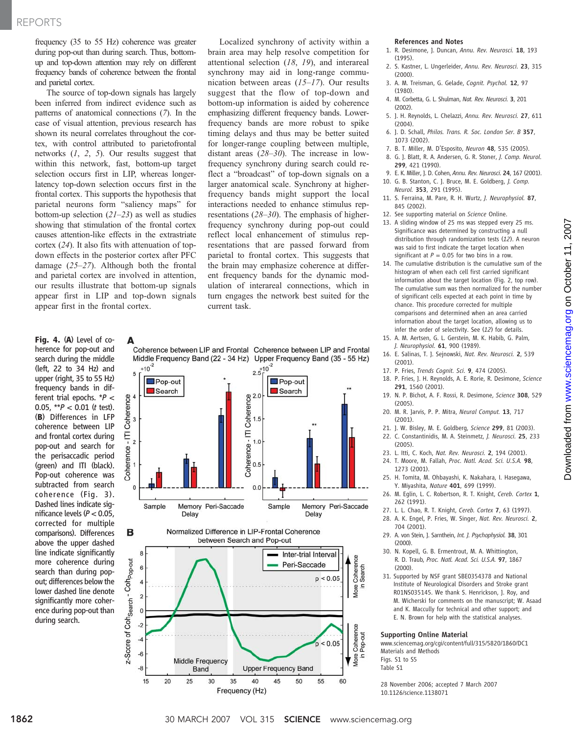frequency (35 to 55 Hz) coherence was greater during pop-out than during search. Thus, bottom-up and top-down attention may rely on different frequency bands of coherence between the frontal and parietal cortex.

The source of top-down signals has largely been inferred from indirect evidence such as patterns of anatomical connections (*7*). In the case of visual attention, previous research has shown its neural correlates throughout the cortex, with control attributed to parietofrontal networks (*1*, *2*, *5*). Our results suggest that within this network, fast, bottom-up target selection occurs first in LIP, whereas longer-latency top-down selection occurs first in the frontal cortex. This supports the hypothesis that parietal neurons form "saliency maps" for bottom-up selection (*21*–*23*) as well as studies showing that stimulation of the frontal cortex causes attention-like effects in the extrastriate cortex (*24*). It also fits with attenuation of top-down effects in the posterior cortex after PFC damage (*25*–*27*). Although both the frontal and parietal cortex are involved in attention, our results illustrate that bottom-up signals appear first in LIP and top-down signals appear first in the frontal cortex.

Localized synchrony of activity within a brain area may help resolve competition for attentional selection (*18*, *19*), and interareal synchrony may aid in long-range communication between areas (*15*–*17*). Our results suggest that the flow of top-down and bottom-up information is aided by coherence emphasizing different frequency bands. Lower-frequency bands are more robust to spike timing delays and thus may be better suited for longer-range coupling between multiple, distant areas (*28*–*30*). The increase in low-frequency synchrony during search could reflect a "broadcast" of top-down signals on a larger anatomical scale. Synchrony at higher-frequency bands might support the local interactions needed to enhance stimulus representations (*28*–*30*). The emphasis of higher-frequency synchrony during pop-out could reflect local enhancement of stimulus representations that are passed forward from parietal to frontal cortex. This suggests that the brain may emphasize coherence at different frequency bands for the dynamic modulation of interareal connections, which in turn engages the network best suited for the current task.

A

Coherence between LIP and Frontal Middle Frequency Band (22 - 34 Hz)

Coherence between LIP and Frontal Upper Frequency Band (35 - 55 Hz)

Pop-out
Search

Coherence - ITI Coherence

Sample, Memory Delay, Peri-Saccade

B

Normalized Difference in LIP-Frontal Coherence between Search and Pop-out

Inter-trial Interval
Peri-Saccade

More Coherence in Search

More Coherence in Pop-out

p < 0.05

z-Score of $Coh_{Search} - Coh_{Pop\text{-}out}$

Middle Frequency Band

Upper Frequency Band

Frequency (Hz)

**Fig. 4.** (**A**) Level of coherence for pop-out and search during the middle (left, 22 to 34 Hz) and upper (right, 35 to 55 Hz) frequency bands in different trial epochs. *$P < 0.05$, **$P < 0.01$ (*t* test). (**B**) Differences in LFP coherence between LIP and frontal cortex during pop-out and search for the perisaccadic period (green) and ITI (black). Pop-out coherence was subtracted from search coherence (Fig. 3). Dashed lines indicate significance levels ($P < 0.05$, corrected for multiple comparisons). Differences above the upper dashed line indicate significantly more coherence during search than during pop-out; differences below the lower dashed line denote significantly more coherence during pop-out than during search.

## References and Notes

1. R. Desimone, J. Duncan, *Annu. Rev. Neurosci.* **18**, 193 (1995).
2. S. Kastner, L. Ungerleider, *Annu. Rev. Neurosci.* **23**, 315 (2000).
3. A. M. Treisman, G. Gelade, *Cognit. Psychol.* **12**, 97 (1980).
4. M. Corbetta, G. L. Shulman, *Nat. Rev. Neurosci.* **3**, 201 (2002).
5. J. H. Reynolds, L. Chelazzi, *Annu. Rev. Neurosci.* **27**, 611 (2004).
6. J. D. Schall, *Philos. Trans. R. Soc. London Ser. B* **357**, 1073 (2002).
7. B. T. Miller, M. D'Esposito, *Neuron* **48**, 535 (2005).
8. G. J. Blatt, R. A. Andersen, G. R. Stoner, *J. Comp. Neurol.* **299**, 421 (1990).
9. E. K. Miller, J. D. Cohen, *Annu. Rev. Neurosci.* **24**, 167 (2001).
10. G. B. Stanton, C. J. Bruce, M. E. Goldberg, *J. Comp. Neurol.* **353**, 291 (1995).
11. S. Ferraina, M. Pare, R. H. Wurtz, *J. Neurophysiol.* **87**, 845 (2002).
12. See supporting material on *Science* Online.
13. A sliding window of 25 ms was stepped every 25 ms. Significance was determined by constructing a null distribution through randomization tests (*12*). A neuron was said to first indicate the target location when significant at $P = 0.05$ for two bins in a row.
14. The cumulative distribution is the cumulative sum of the histogram of when each cell first carried significant information about the target location (Fig. 2, top row). The cumulative sum was then normalized for the number of significant cells expected at each point in time by chance. This procedure corrected for multiple comparisons and determined when an area carried information about the target location, allowing us to infer the order of selectivity. See (*12*) for details.
15. A. M. Aertsen, G. L. Gerstein, M. K. Habib, G. Palm, *J. Neurophysiol.* **61**, 900 (1989).
16. E. Salinas, T. J. Sejnowski, *Nat. Rev. Neurosci.* **2**, 539 (2001).
17. P. Fries, *Trends Cognit. Sci.* **9**, 474 (2005).
18. P. Fries, J. H. Reynolds, A. E. Rorie, R. Desimone, *Science* **291**, 1560 (2001).
19. N. P. Bichot, A. F. Rossi, R. Desimone, *Science* **308**, 529 (2005).
20. M. R. Jarvis, P. P. Mitra, *Neural Comput.* **13**, 717 (2001).
21. J. W. Bisley, M. E. Goldberg, *Science* **299**, 81 (2003).
22. C. Constantinidis, M. A. Steinmetz, *J. Neurosci.* **25**, 233 (2005).
23. L. Itti, C. Koch, *Nat. Rev. Neurosci.* **2**, 194 (2001).
24. T. Moore, M. Fallah, *Proc. Natl. Acad. Sci. U.S.A.* **98**, 1273 (2001).
25. H. Tomita, M. Ohbayashi, K. Nakahara, I. Hasegawa, Y. Miyashita, *Nature* **401**, 699 (1999).
26. M. Eglin, L. C. Robertson, R. T. Knight, *Cereb. Cortex* **1**, 262 (1991).
27. L. L. Chao, R. T. Knight, *Cereb. Cortex* **7**, 63 (1997).
28. A. K. Engel, P. Fries, W. Singer, *Nat. Rev. Neurosci.* **2**, 704 (2001).
29. A. von Stein, J. Sarnthein, *Int. J. Psychophysiol.* **38**, 301 (2000).
30. N. Kopell, G. B. Ermentrout, M. A. Whittington, R. D. Traub, *Proc. Natl. Acad. Sci. U.S.A.* **97**, 1867 (2000).
31. Supported by NSF grant SBE0354378 and National Institute of Neurological Disorders and Stroke grant R01NS035145. We thank S. Henrickson, J. Roy, and M. Wicherski for comments on the manuscript; W. Asaad and K. Macculy for technical and other support; and N. Brown for help with the statistical analyses.

## Supporting Online Material

www.sciencemag.org/cgi/content/full/315/5820/1860/DC1
Materials and Methods
Figs. S1 to S5
Table S1

28 November 2006; accepted 7 March 2007
10.1126/science.1138071